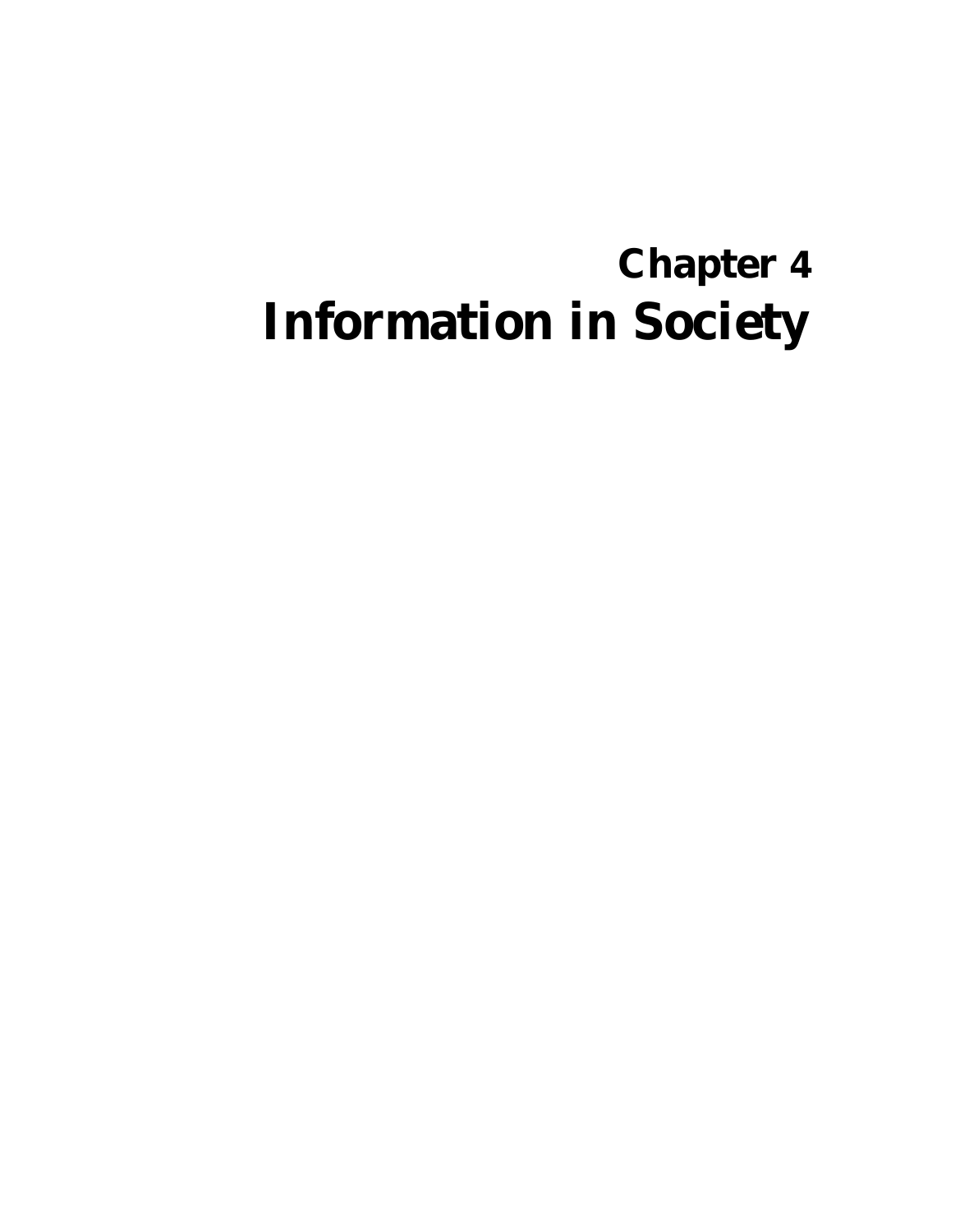# Chapter 4
# Information in Society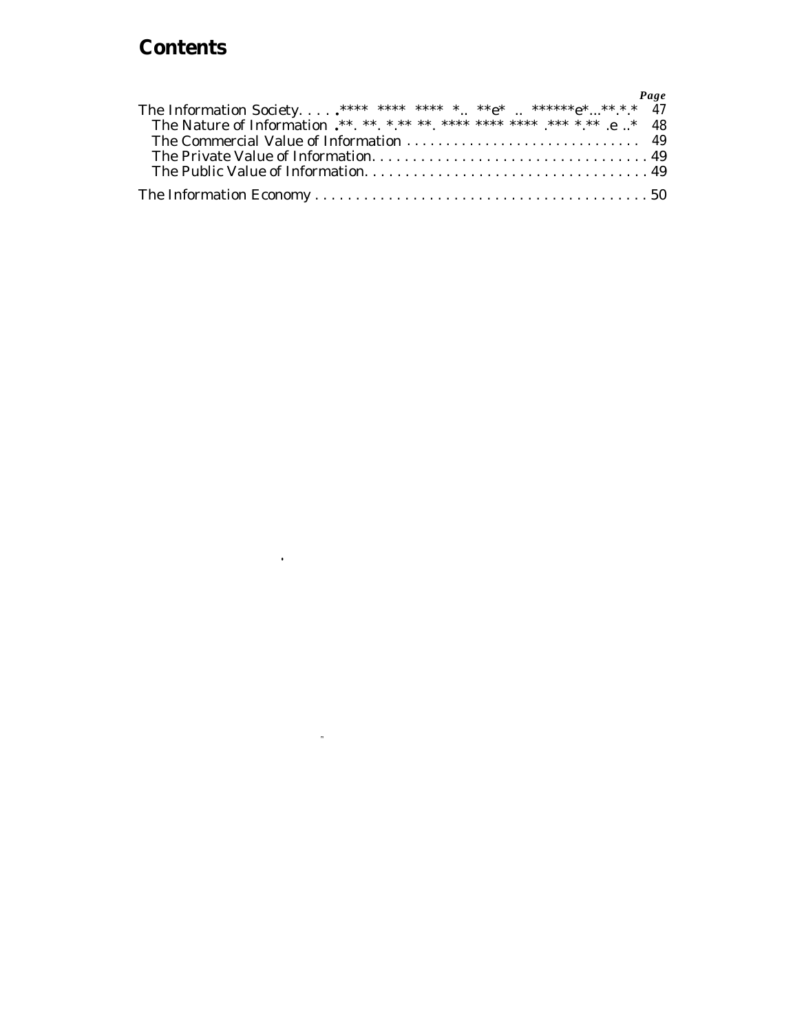# Contents

| | Page |
|---|---|
| The Information Society | 47 |
| The Nature of Information | 48 |
| The Commercial Value of Information | 49 |
| The Private Value of Information | 49 |
| The Public Value of Information | 49 |
| The Information Economy | 50 |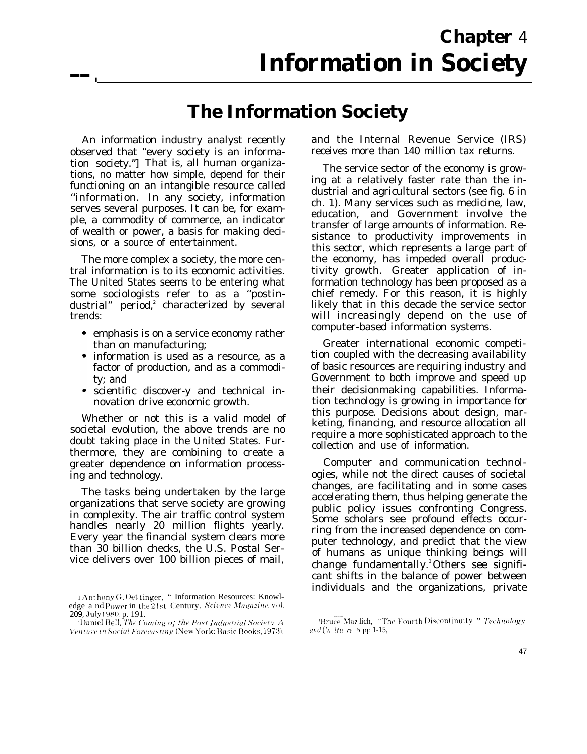# Chapter 4
# Information in Society

## The Information Society

An information industry analyst recently observed that "every society is an information society."[1] That is, all human organizations, no matter how simple, depend for their functioning on an intangible resource called "information. In any society, information serves several purposes. It can be, for example, a commodity of commerce, an indicator of wealth or power, a basis for making decisions, or a source of entertainment.

The more complex a society, the more central information is to its economic activities. The United States seems to be entering what some sociologists refer to as a "postindustrial" period,[2] characterized by several trends:

- emphasis is on a service economy rather than on manufacturing;
- information is used as a resource, as a factor of production, and as a commodity; and
- scientific discover-y and technical innovation drive economic growth.

Whether or not this is a valid model of societal evolution, the above trends are no doubt taking place in the United States. Furthermore, they are combining to create a greater dependence on information processing and technology.

The tasks being undertaken by the large organizations that serve society are growing in complexity. The air traffic control system handles nearly 20 million flights yearly. Every year the financial system clears more than 30 billion checks, the U.S. Postal Service delivers over 100 billion pieces of mail, and the Internal Revenue Service (IRS) receives more than 140 million tax returns.

The service sector of the economy is growing at a relatively faster rate than the industrial and agricultural sectors (see fig. 6 in ch. 1). Many services such as medicine, law, education, and Government involve the transfer of large amounts of information. Resistance to productivity improvements in this sector, which represents a large part of the economy, has impeded overall productivity growth. Greater application of information technology has been proposed as a chief remedy. For this reason, it is highly likely that in this decade the service sector will increasingly depend on the use of computer-based information systems.

Greater international economic competition coupled with the decreasing availability of basic resources are requiring industry and Government to both improve and speed up their decisionmaking capabilities. Information technology is growing in importance for this purpose. Decisions about design, marketing, financing, and resource allocation all require a more sophisticated approach to the collection and use of information.

Computer and communication technologies, while not the direct causes of societal changes, are facilitating and in some cases accelerating them, thus helping generate the public policy issues confronting Congress. Some scholars see profound effects occurring from the increased dependence on computer technology, and predict that the view of humans as unique thinking beings will change fundamentally.[3] Others see significant shifts in the balance of power between individuals and the organizations, private

[1] Anthony G. Oettinger, "Information Resources: Knowledge and Power in the 21st Century. *Science Magazine*, vol. 209, July 1980, p. 191.

[2] Daniel Bell, *The Coming of the Post Industrial Society: A Venture in Social Forecasting* (New York: Basic Books, 1973).

[3] Bruce Mazlich, "The Fourth Discontinuity" *Technology and Culture* 8, pp 1-15,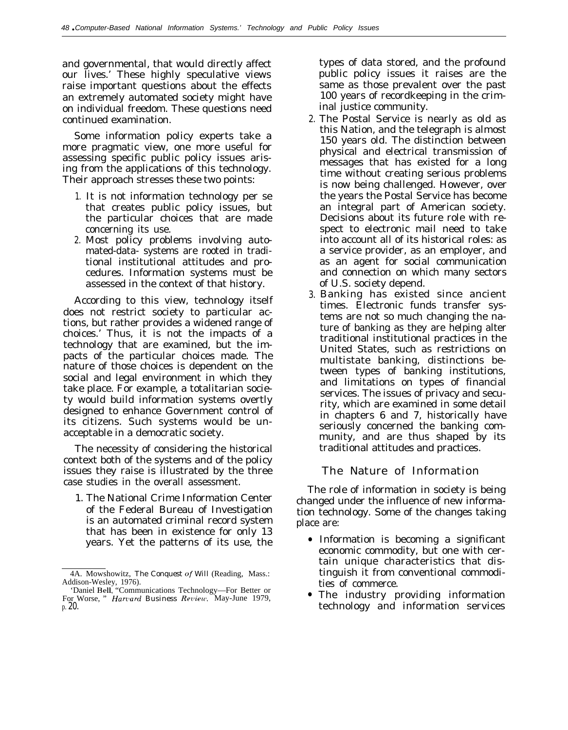and governmental, that would directly affect our lives.[4] These highly speculative views raise important questions about the effects an extremely automated society might have on individual freedom. These questions need continued examination.

Some information policy experts take a more pragmatic view, one more useful for assessing specific public policy issues arising from the applications of this technology. Their approach stresses these two points:

1. It is not information technology per se that creates public policy issues, but the particular choices that are made concerning its use.
2. Most policy problems involving automated-data- systems are rooted in traditional institutional attitudes and procedures. Information systems must be assessed in the context of that history.

According to this view, technology itself does not restrict society to particular actions, but rather provides a widened range of choices.[5] Thus, it is not the impacts of a technology that are examined, but the impacts of the particular choices made. The nature of those choices is dependent on the social and legal environment in which they take place. For example, a totalitarian society would build information systems overtly designed to enhance Government control of its citizens. Such systems would be unacceptable in a democratic society.

The necessity of considering the historical context both of the systems and of the policy issues they raise is illustrated by the three case studies in the overall assessment.

1. The National Crime Information Center of the Federal Bureau of Investigation is an automated criminal record system that has been in existence for only 13 years. Yet the patterns of its use, the types of data stored, and the profound public policy issues it raises are the same as those prevalent over the past 100 years of recordkeeping in the criminal justice community.
2. The Postal Service is nearly as old as this Nation, and the telegraph is almost 150 years old. The distinction between physical and electrical transmission of messages that has existed for a long time without creating serious problems is now being challenged. However, over the years the Postal Service has become an integral part of American society. Decisions about its future role with respect to electronic mail need to take into account all of its historical roles: as a service provider, as an employer, and as an agent for social communication and connection on which many sectors of U.S. society depend.
3. Banking has existed since ancient times. Electronic funds transfer systems are not so much changing the nature of banking as they are helping alter traditional institutional practices in the United States, such as restrictions on multistate banking, distinctions between types of banking institutions, and limitations on types of financial services. The issues of privacy and security, which are examined in some detail in chapters 6 and 7, historically have seriously concerned the banking community, and are thus shaped by its traditional attitudes and practices.

## The Nature of Information

The role of information in society is being changed under the influence of new information technology. Some of the changes taking place are:

- Information is becoming a significant economic commodity, but one with certain unique characteristics that distinguish it from conventional commodities of commerce.
- The industry providing information technology and information services

---

[4] A. Mowshowitz, *The Conquest of Will* (Reading, Mass.: Addison-Wesley, 1976).

[5] Daniel Bell, "Communications Technology—For Better or For Worse," *Harvard Business Review*, May-June 1979, p. 20.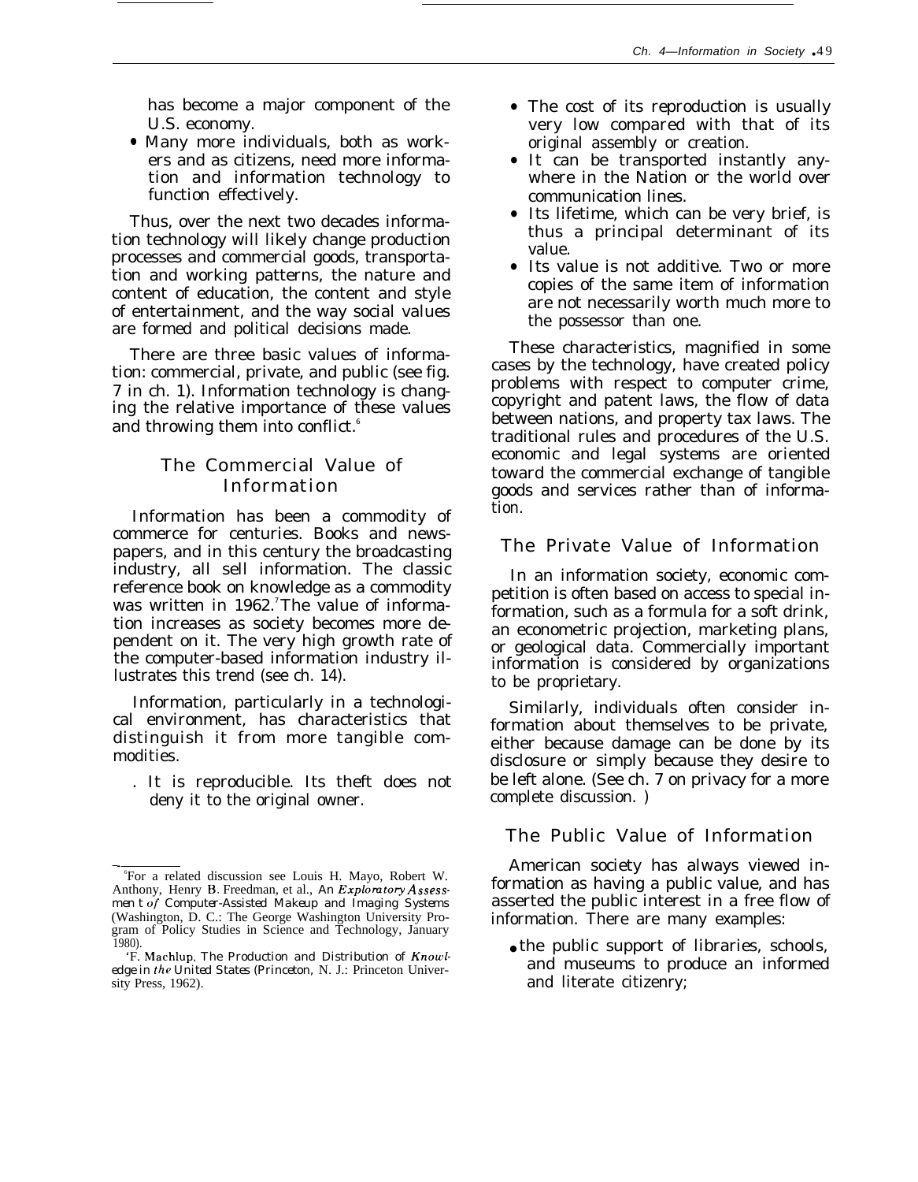has become a major component of the U.S. economy.

- Many more individuals, both as workers and as citizens, need more information and information technology to function effectively.

Thus, over the next two decades information technology will likely change production processes and commercial goods, transportation and working patterns, the nature and content of education, the content and style of entertainment, and the way social values are formed and political decisions made.

There are three basic values of information: commercial, private, and public (see fig. 7 in ch. 1). Information technology is changing the relative importance of these values and throwing them into conflict.[6]

## The Commercial Value of Information

Information has been a commodity of commerce for centuries. Books and newspapers, and in this century the broadcasting industry, all sell information. The classic reference book on knowledge as a commodity was written in 1962.[7] The value of information increases as society becomes more dependent on it. The very high growth rate of the computer-based information industry illustrates this trend (see ch. 14).

Information, particularly in a technological environment, has characteristics that distinguish it from more tangible commodities.

- It is reproducible. Its theft does not deny it to the original owner.
- The cost of its reproduction is usually very low compared with that of its original assembly or creation.
- It can be transported instantly anywhere in the Nation or the world over communication lines.
- Its lifetime, which can be very brief, is thus a principal determinant of its value.
- Its value is not additive. Two or more copies of the same item of information are not necessarily worth much more to the possessor than one.

These characteristics, magnified in some cases by the technology, have created policy problems with respect to computer crime, copyright and patent laws, the flow of data between nations, and property tax laws. The traditional rules and procedures of the U.S. economic and legal systems are oriented toward the commercial exchange of tangible goods and services rather than of information.

## The Private Value of Information

In an information society, economic competition is often based on access to special information, such as a formula for a soft drink, an econometric projection, marketing plans, or geological data. Commercially important information is considered by organizations to be proprietary.

Similarly, individuals often consider information about themselves to be private, either because damage can be done by its disclosure or simply because they desire to be left alone. (See ch. 7 on privacy for a more complete discussion. )

## The Public Value of Information

American society has always viewed information as having a public value, and has asserted the public interest in a free flow of information. There are many examples:

- the public support of libraries, schools, and museums to produce an informed and literate citizenry;

---

[6] For a related discussion see Louis H. Mayo, Robert W. Anthony, Henry B. Freedman, et al., *An Exploratory Assessment of Computer-Assisted Makeup and Imaging Systems* (Washington, D. C.: The George Washington University Program of Policy Studies in Science and Technology, January 1980).

[7] F. Machlup, *The Production and Distribution of Knowledge in the United States* (Princeton, N. J.: Princeton University Press, 1962).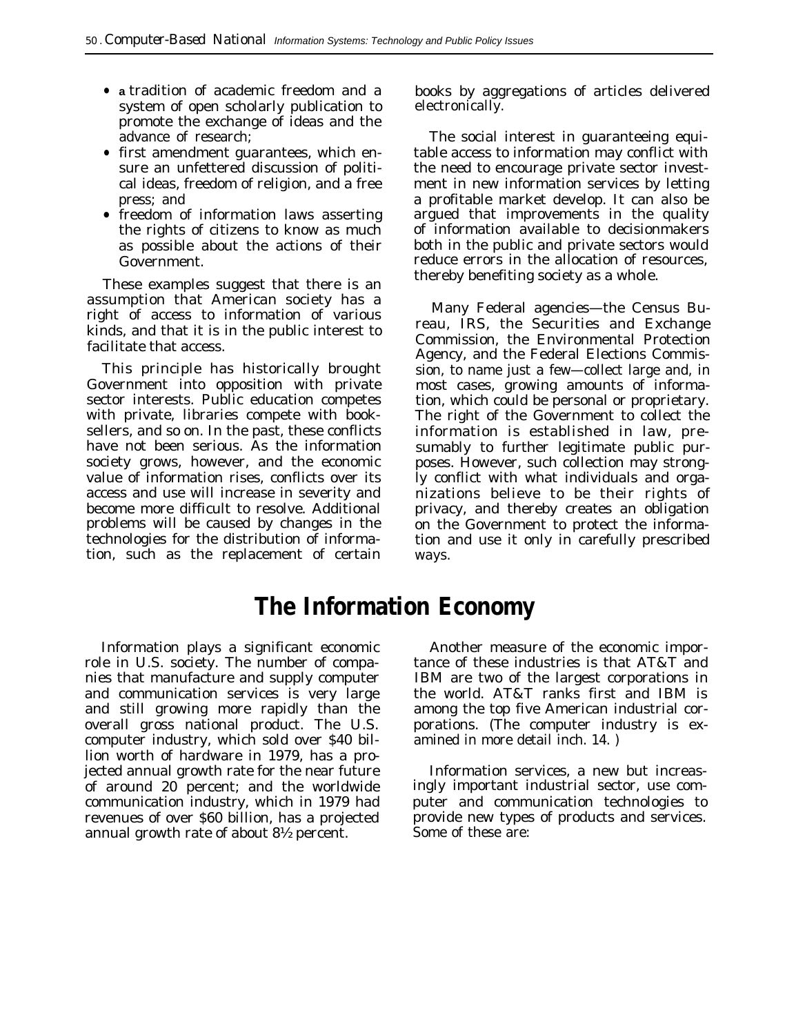- a tradition of academic freedom and a system of open scholarly publication to promote the exchange of ideas and the advance of research;
- first amendment guarantees, which ensure an unfettered discussion of political ideas, freedom of religion, and a free press; and
- freedom of information laws asserting the rights of citizens to know as much as possible about the actions of their Government.

These examples suggest that there is an assumption that American society has a right of access to information of various kinds, and that it is in the public interest to facilitate that access.

This principle has historically brought Government into opposition with private sector interests. Public education competes with private, libraries compete with booksellers, and so on. In the past, these conflicts have not been serious. As the information society grows, however, and the economic value of information rises, conflicts over its access and use will increase in severity and become more difficult to resolve. Additional problems will be caused by changes in the technologies for the distribution of information, such as the replacement of certain books by aggregations of articles delivered electronically.

The social interest in guaranteeing equitable access to information may conflict with the need to encourage private sector investment in new information services by letting a profitable market develop. It can also be argued that improvements in the quality of information available to decisionmakers both in the public and private sectors would reduce errors in the allocation of resources, thereby benefiting society as a whole.

Many Federal agencies—the Census Bureau, IRS, the Securities and Exchange Commission, the Environmental Protection Agency, and the Federal Elections Commission, to name just a few—collect large and, in most cases, growing amounts of information, which could be personal or proprietary. The right of the Government to collect the information is established in law, presumably to further legitimate public purposes. However, such collection may strongly conflict with what individuals and organizations believe to be their rights of privacy, and thereby creates an obligation on the Government to protect the information and use it only in carefully prescribed ways.

## The Information Economy

Information plays a significant economic role in U.S. society. The number of companies that manufacture and supply computer and communication services is very large and still growing more rapidly than the overall gross national product. The U.S. computer industry, which sold over $40 billion worth of hardware in 1979, has a projected annual growth rate for the near future of around 20 percent; and the worldwide communication industry, which in 1979 had revenues of over $60 billion, has a projected annual growth rate of about 8½ percent.

Another measure of the economic importance of these industries is that AT&T and IBM are two of the largest corporations in the world. AT&T ranks first and IBM is among the top five American industrial corporations. (The computer industry is examined in more detail inch. 14. )

Information services, a new but increasingly important industrial sector, use computer and communication technologies to provide new types of products and services. Some of these are: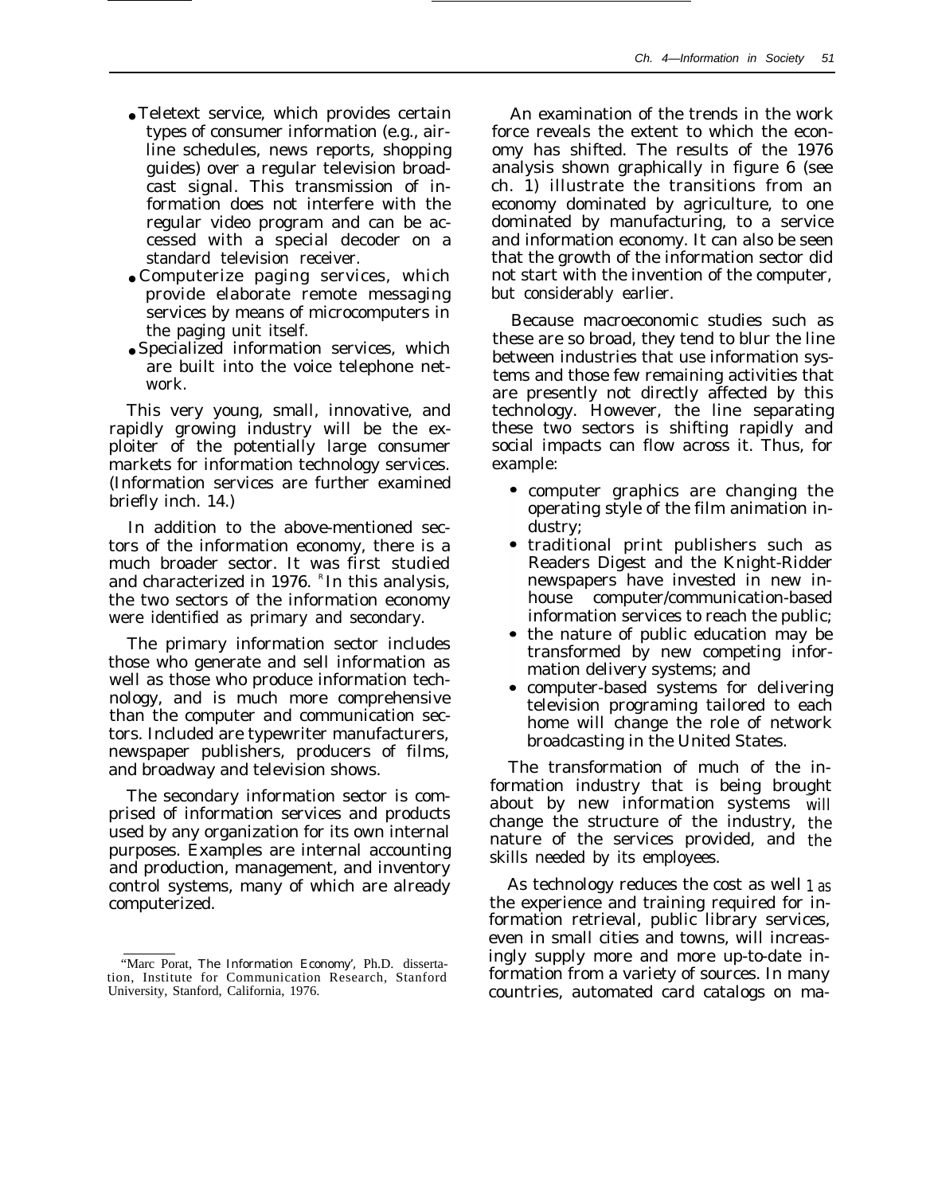- Teletext service, which provides certain types of consumer information (e.g., airline schedules, news reports, shopping guides) over a regular television broadcast signal. This transmission of information does not interfere with the regular video program and can be accessed with a special decoder on a standard television receiver.
- Computerize paging services, which provide elaborate remote messaging services by means of microcomputers in the paging unit itself.
- Specialized information services, which are built into the voice telephone network.

This very young, small, innovative, and rapidly growing industry will be the exploiter of the potentially large consumer markets for information technology services. (Information services are further examined briefly inch. 14.)

In addition to the above-mentioned sectors of the information economy, there is a much broader sector. It was first studied and characterized in 1976. [8] In this analysis, the two sectors of the information economy were identified as primary and secondary.

The primary information sector includes those who generate and sell information as well as those who produce information technology, and is much more comprehensive than the computer and communication sectors. Included are typewriter manufacturers, newspaper publishers, producers of films, and broadway and television shows.

The secondary information sector is comprised of information services and products used by any organization for its own internal purposes. Examples are internal accounting and production, management, and inventory control systems, many of which are already computerized.

[8] Marc Porat, *The Information Economy*, Ph.D. dissertation, Institute for Communication Research, Stanford University, Stanford, California, 1976.

An examination of the trends in the work force reveals the extent to which the economy has shifted. The results of the 1976 analysis shown graphically in figure 6 (see ch. 1) illustrate the transitions from an economy dominated by agriculture, to one dominated by manufacturing, to a service and information economy. It can also be seen that the growth of the information sector did not start with the invention of the computer, but considerably earlier.

Because macroeconomic studies such as these are so broad, they tend to blur the line between industries that use information systems and those few remaining activities that are presently not directly affected by this technology. However, the line separating these two sectors is shifting rapidly and social impacts can flow across it. Thus, for example:

- computer graphics are changing the operating style of the film animation industry;
- traditional print publishers such as Readers Digest and the Knight-Ridder newspapers have invested in new in-house computer/communication-based information services to reach the public;
- the nature of public education may be transformed by new competing information delivery systems; and
- computer-based systems for delivering television programing tailored to each home will change the role of network broadcasting in the United States.

The transformation of much of the information industry that is being brought about by new information systems will change the structure of the industry, the nature of the services provided, and the skills needed by its employees.

As technology reduces the cost as well as the experience and training required for information retrieval, public library services, even in small cities and towns, will increasingly supply more and more up-to-date information from a variety of sources. In many countries, automated card catalogs on ma-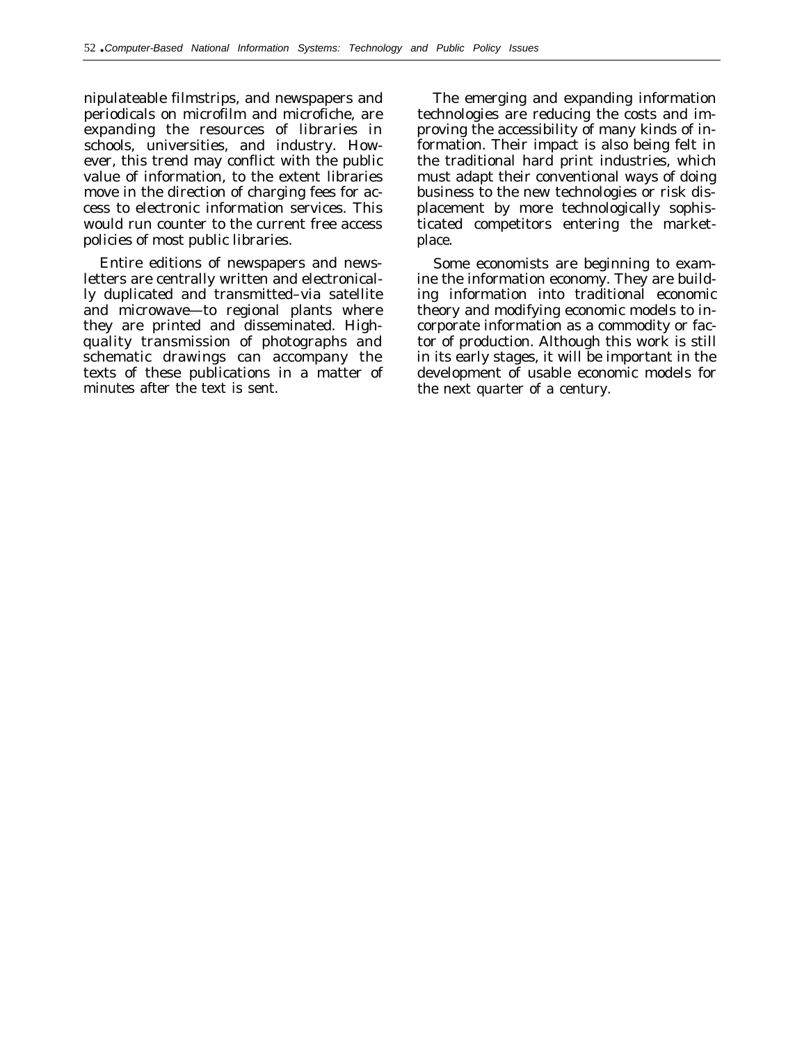nipulateable filmstrips, and newspapers and periodicals on microfilm and microfiche, are expanding the resources of libraries in schools, universities, and industry. However, this trend may conflict with the public value of information, to the extent libraries move in the direction of charging fees for access to electronic information services. This would run counter to the current free access policies of most public libraries.

Entire editions of newspapers and newsletters are centrally written and electronically duplicated and transmitted–via satellite and microwave—to regional plants where they are printed and disseminated. High-quality transmission of photographs and schematic drawings can accompany the texts of these publications in a matter of minutes after the text is sent.

The emerging and expanding information technologies are reducing the costs and improving the accessibility of many kinds of information. Their impact is also being felt in the traditional hard print industries, which must adapt their conventional ways of doing business to the new technologies or risk displacement by more technologically sophisticated competitors entering the marketplace.

Some economists are beginning to examine the information economy. They are building information into traditional economic theory and modifying economic models to incorporate information as a commodity or factor of production. Although this work is still in its early stages, it will be important in the development of usable economic models for the next quarter of a century.